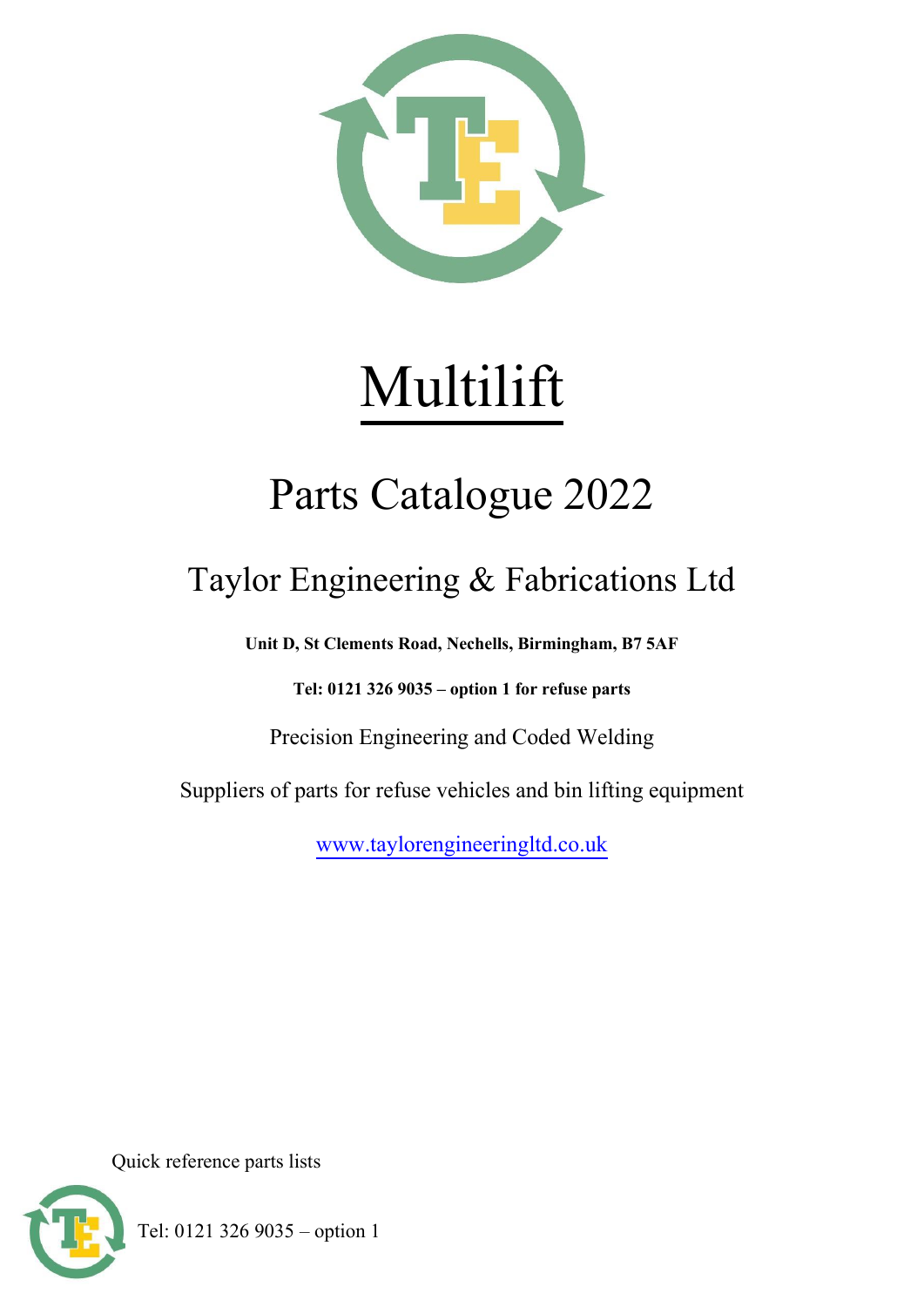# Multilift

## Parts Catalogue 2022

### Taylor Engineering & Fabrications Ltd

**Unit D, St Clements Road, Nechells, Birmingham, B7 5AF**

**Tel: 0121 326 9035 – option 1 for refuse parts**

Precision Engineering and Coded Welding

Suppliers of parts for refuse vehicles and bin lifting equipment

www.taylorengineeringltd.co.uk

Quick reference parts lists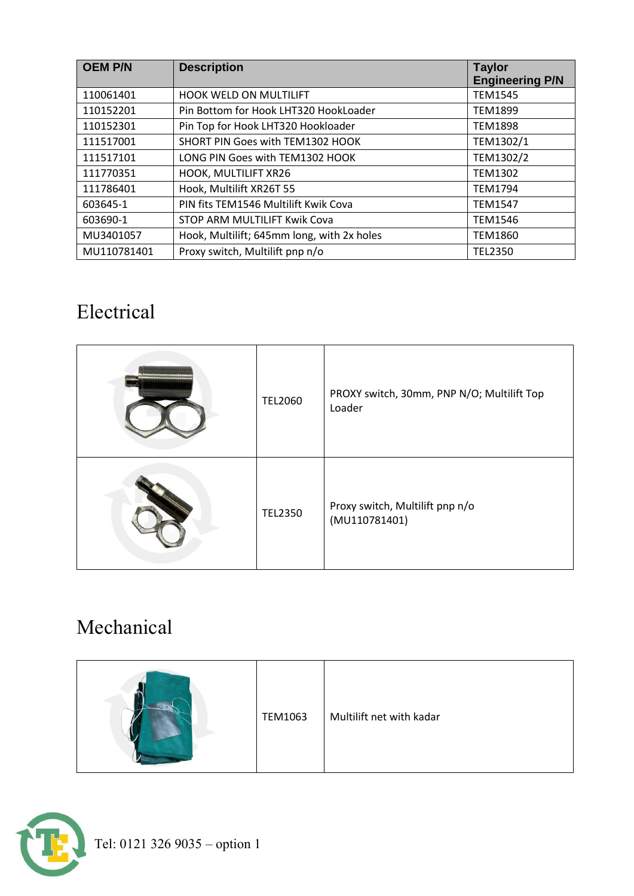| OEM P/N | Description | Taylor Engineering P/N |
| --- | --- | --- |
| 110061401 | HOOK WELD ON MULTILIFT | TEM1545 |
| 110152201 | Pin Bottom for Hook LHT320 HookLoader | TEM1899 |
| 110152301 | Pin Top for Hook LHT320 Hookloader | TEM1898 |
| 111517001 | SHORT PIN Goes with TEM1302 HOOK | TEM1302/1 |
| 111517101 | LONG PIN Goes with TEM1302 HOOK | TEM1302/2 |
| 111770351 | HOOK, MULTILIFT XR26 | TEM1302 |
| 111786401 | Hook, Multilift XR26T 55 | TEM1794 |
| 603645-1 | PIN fits TEM1546 Multilift Kwik Cova | TEM1547 |
| 603690-1 | STOP ARM MULTILIFT Kwik Cova | TEM1546 |
| MU3401057 | Hook, Multilift; 645mm long, with 2x holes | TEM1860 |
| MU110781401 | Proxy switch, Multilift pnp n/o | TEL2350 |

# Electrical

| | | |
| --- | --- | --- |
| | TEL2060 | PROXY switch, 30mm, PNP N/O; Multilift Top Loader |
| | TEL2350 | Proxy switch, Multilift pnp n/o (MU110781401) |

# Mechanical

| | | |
| --- | --- | --- |
| | TEM1063 | Multilift net with kadar |

Tel: 0121 326 9035 – option 1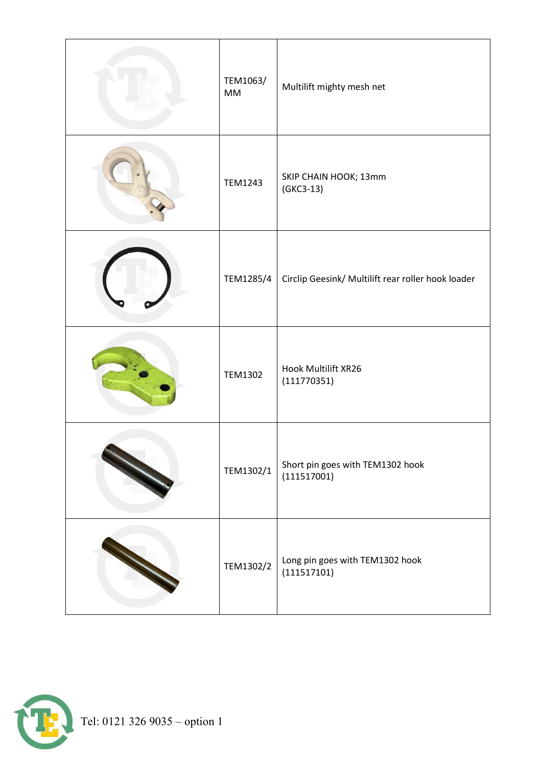| | | |
|---|---|---|
| | TEM1063/MM | Multilift mighty mesh net |
| | TEM1243 | SKIP CHAIN HOOK; 13mm (GKC3-13) |
| | TEM1285/4 | Circlip Geesink/ Multilift rear roller hook loader |
| | TEM1302 | Hook Multilift XR26 (111770351) |
| | TEM1302/1 | Short pin goes with TEM1302 hook (111517001) |
| | TEM1302/2 | Long pin goes with TEM1302 hook (111517101) |

Tel: 0121 326 9035 – option 1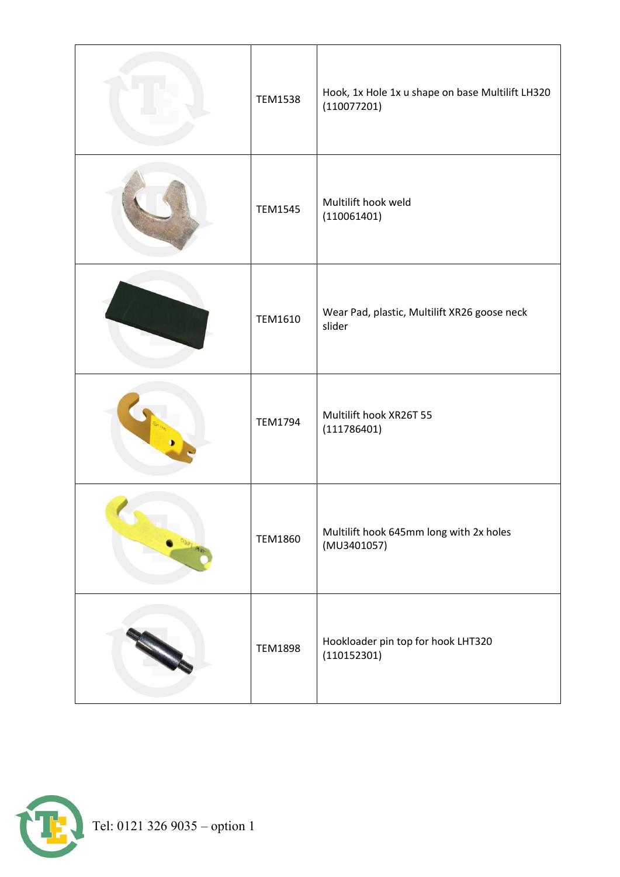| | | |
|---|---|---|
| | TEM1538 | Hook, 1x Hole 1x u shape on base Multilift LH320 (110077201) |
| | TEM1545 | Multilift hook weld (110061401) |
| | TEM1610 | Wear Pad, plastic, Multilift XR26 goose neck slider |
| | TEM1794 | Multilift hook XR26T 55 (111786401) |
| | TEM1860 | Multilift hook 645mm long with 2x holes (MU3401057) |
| | TEM1898 | Hookloader pin top for hook LHT320 (110152301) |

Tel: 0121 326 9035 – option 1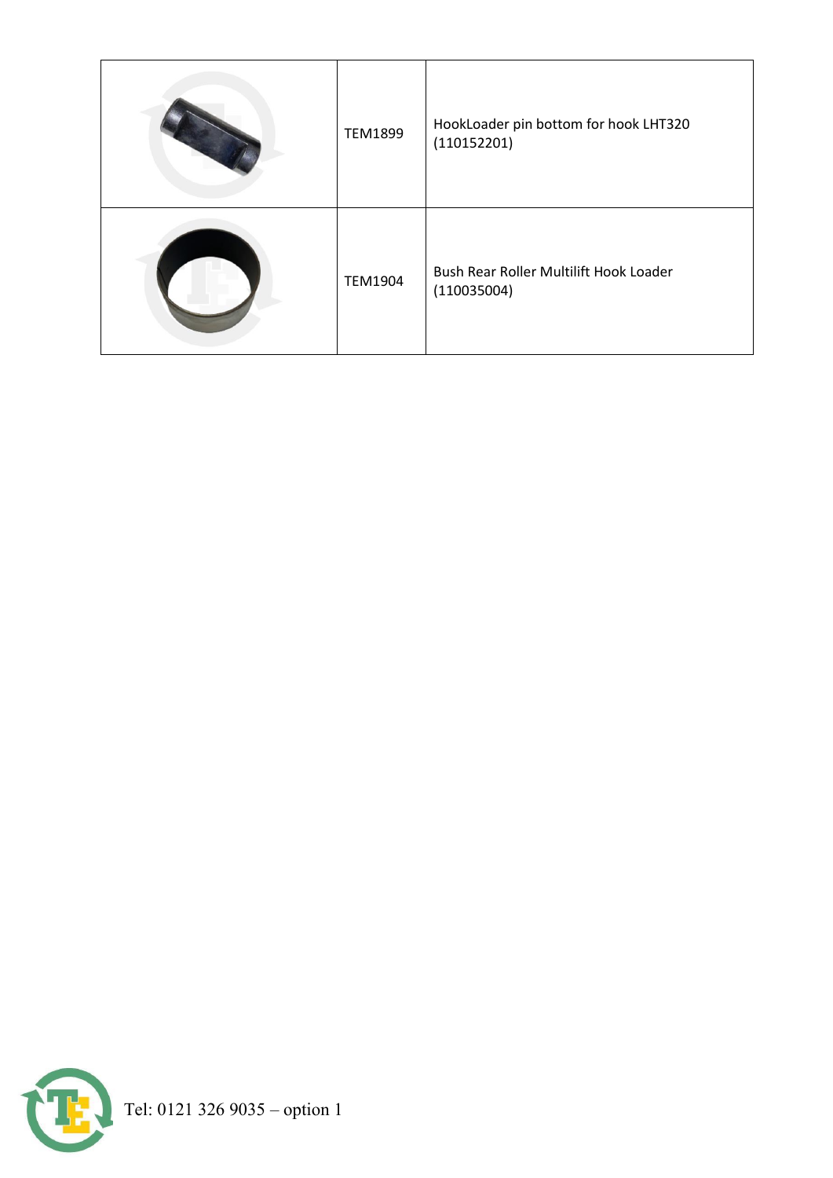| | | |
|---|---|---|
| | TEM1899 | HookLoader pin bottom for hook LHT320 (110152201) |
| | TEM1904 | Bush Rear Roller Multilift Hook Loader (110035004) |

Tel: 0121 326 9035 – option 1